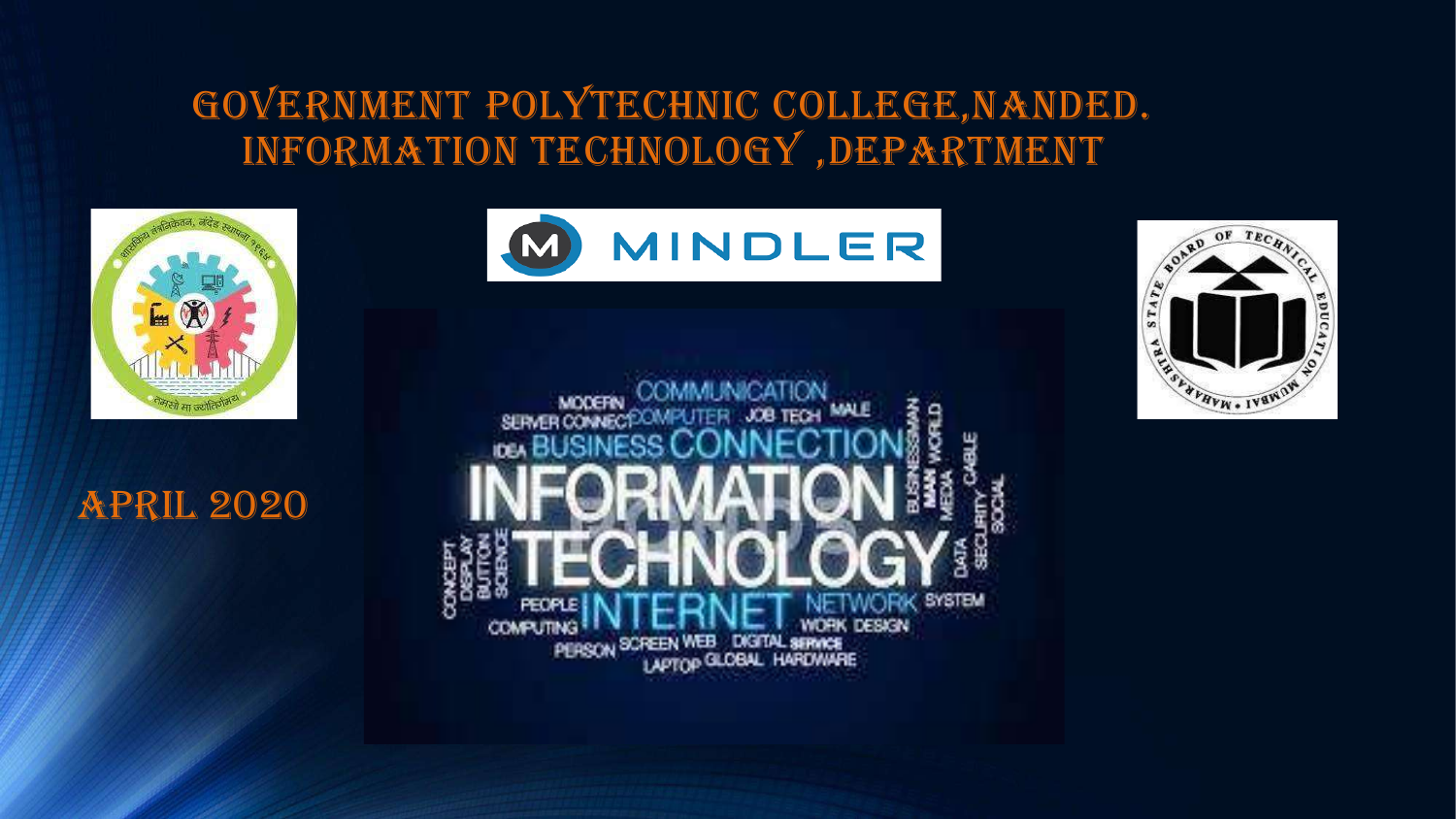# Government Polytechnic College,Nanded.
# Information Technology ,Department

April 2020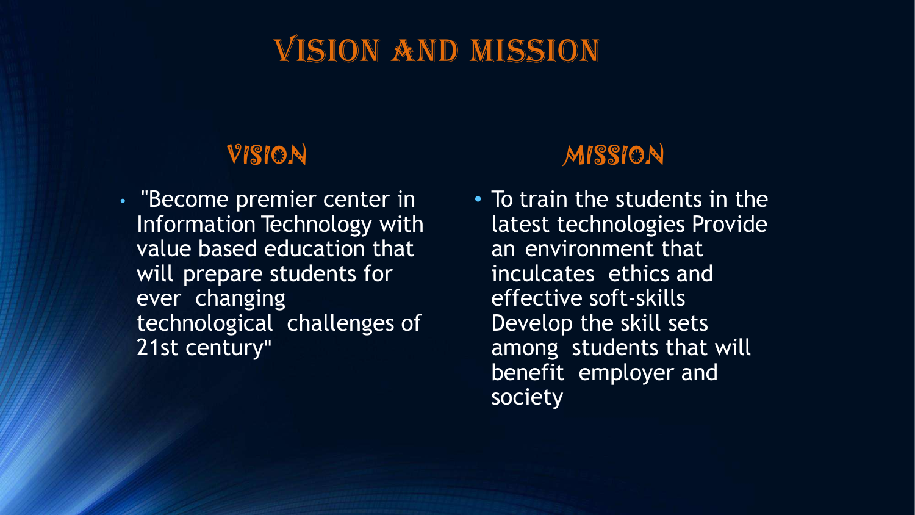# Vision and Mission

## Vision

- "Become premier center in Information Technology with value based education that will prepare students for ever changing technological challenges of 21st century"

## Mission

- To train the students in the latest technologies Provide an environment that inculcates ethics and effective soft-skills Develop the skill sets among students that will benefit employer and society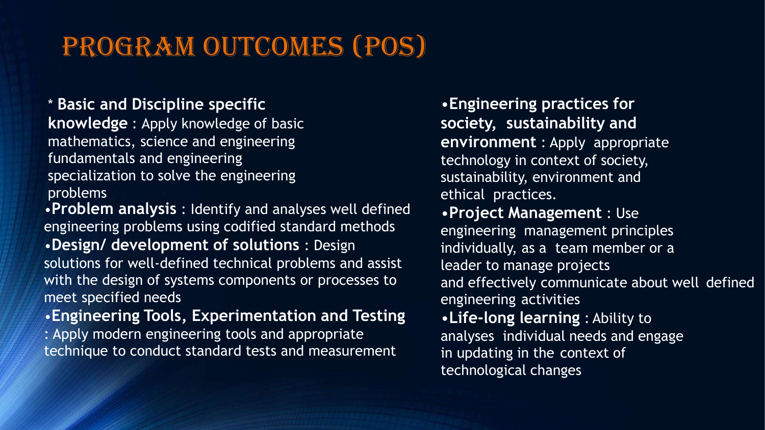# Program Outcomes (POs)

- **Basic and Discipline specific knowledge** : Apply knowledge of basic mathematics, science and engineering fundamentals and engineering specialization to solve the engineering problems
- **Problem analysis** : Identify and analyses well defined engineering problems using codified standard methods
- **Design/ development of solutions** : Design solutions for well-defined technical problems and assist with the design of systems components or processes to meet specified needs
- **Engineering Tools, Experimentation and Testing** : Apply modern engineering tools and appropriate technique to conduct standard tests and measurement
- **Engineering practices for society, sustainability and environment** : Apply appropriate technology in context of society, sustainability, environment and ethical practices.
- **Project Management** : Use engineering management principles individually, as a team member or a leader to manage projects and effectively communicate about well defined engineering activities
- **Life-long learning** : Ability to analyses individual needs and engage in updating in the context of technological changes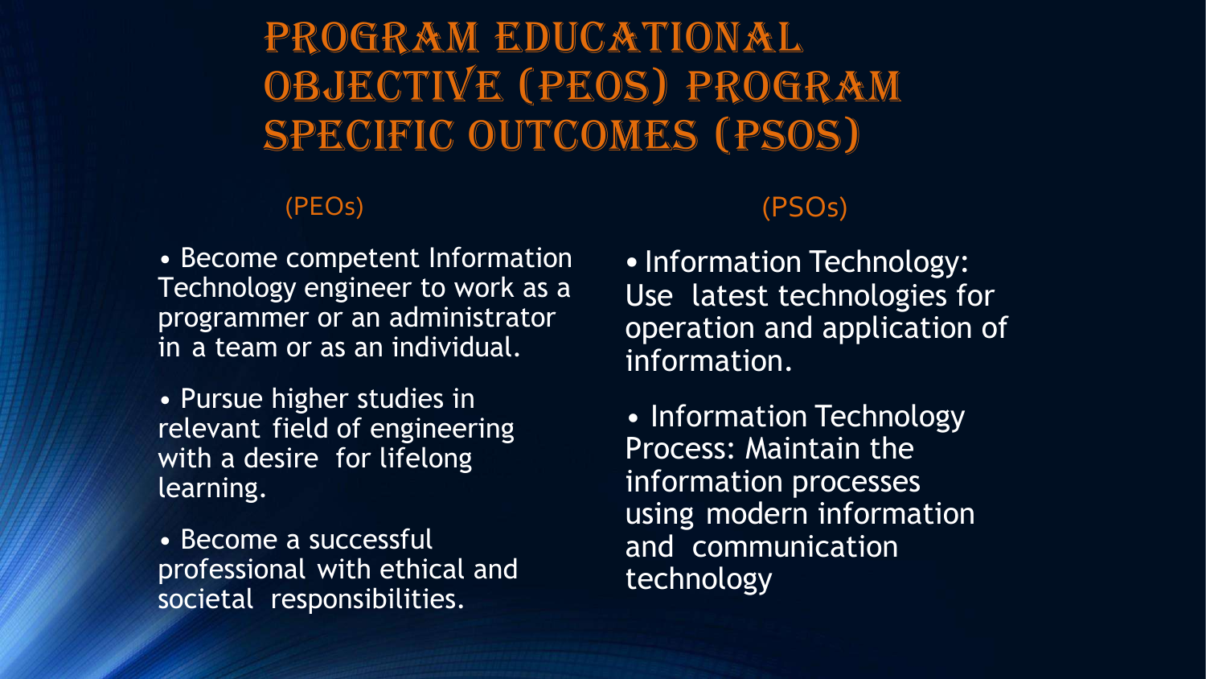# Program Educational Objective (PEOs) Program Specific Outcomes (PSOs)

## (PEOs)

- Become competent Information Technology engineer to work as a programmer or an administrator in a team or as an individual.
- Pursue higher studies in relevant field of engineering with a desire for lifelong learning.
- Become a successful professional with ethical and societal responsibilities.

## (PSOs)

- Information Technology: Use latest technologies for operation and application of information.
- Information Technology Process: Maintain the information processes using modern information and communication technology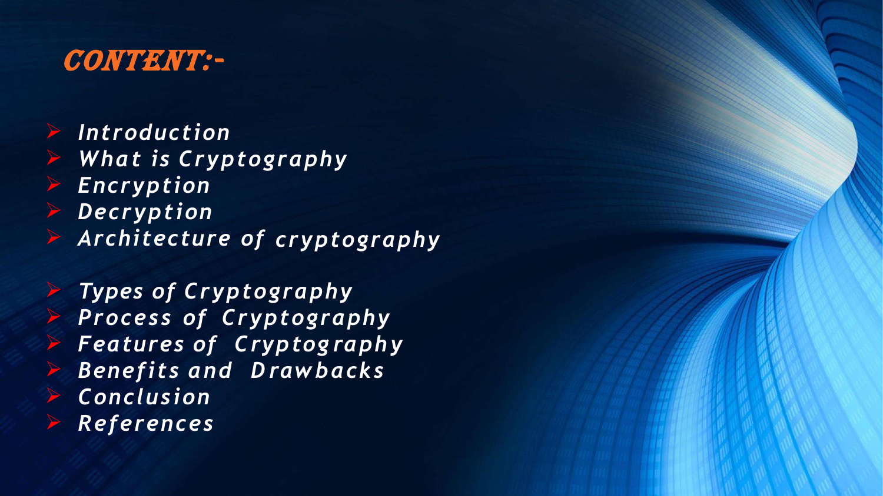# CONTENT:-

- *Introduction*
- *What is Cryptography*
- *Encryption*
- *Decryption*
- *Architecture of cryptography*
- *Types of Cryptography*
- *Process of Cryptography*
- *Features of Cryptography*
- *Benefits and Drawbacks*
- *Conclusion*
- *References*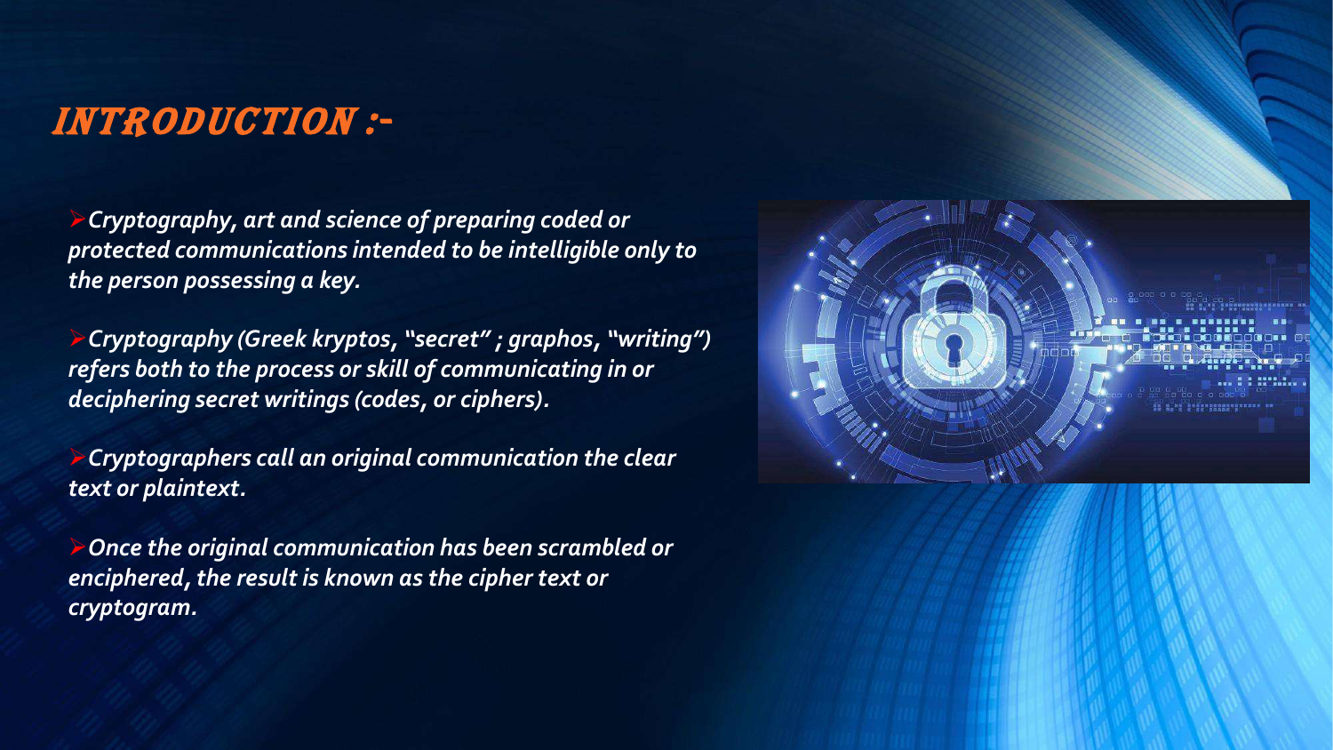# INTRODUCTION :-

- *Cryptography, art and science of preparing coded or protected communications intended to be intelligible only to the person possessing a key.*

- *Cryptography (Greek kryptos, "secret" ; graphos, "writing") refers both to the process or skill of communicating in or deciphering secret writings (codes, or ciphers).*

- *Cryptographers call an original communication the clear text or plaintext.*

- *Once the original communication has been scrambled or enciphered, the result is known as the cipher text or cryptogram.*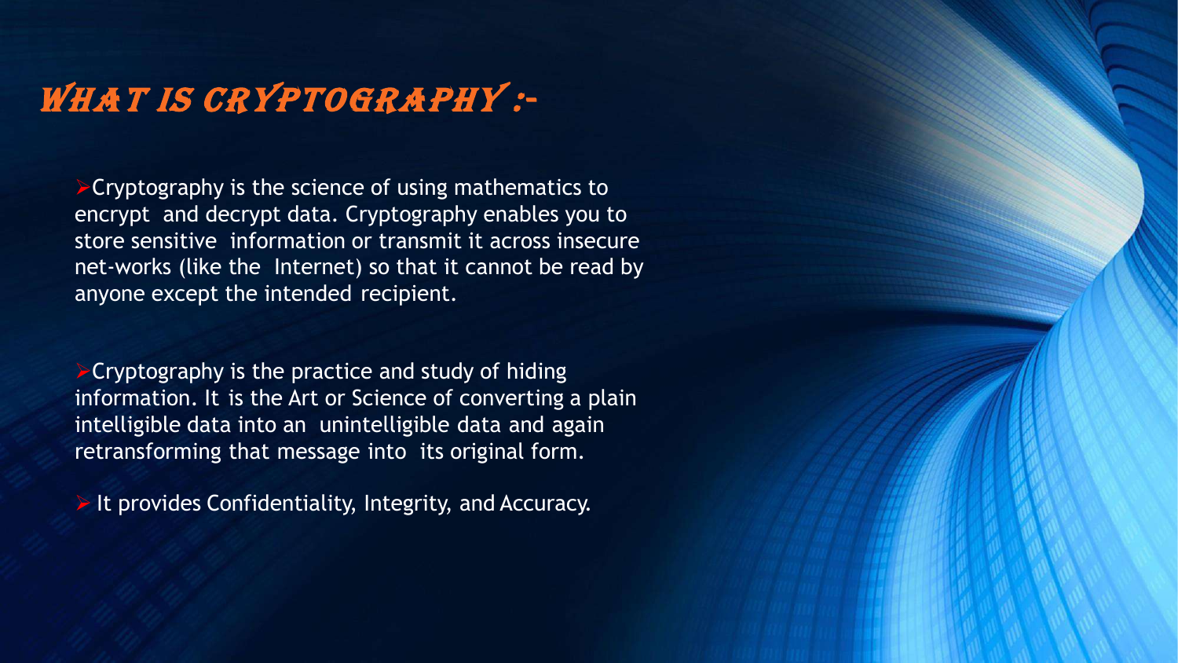# What is Cryptography :-

- Cryptography is the science of using mathematics to encrypt and decrypt data. Cryptography enables you to store sensitive information or transmit it across insecure net-works (like the Internet) so that it cannot be read by anyone except the intended recipient.

- Cryptography is the practice and study of hiding information. It is the Art or Science of converting a plain intelligible data into an unintelligible data and again retransforming that message into its original form.

- It provides Confidentiality, Integrity, and Accuracy.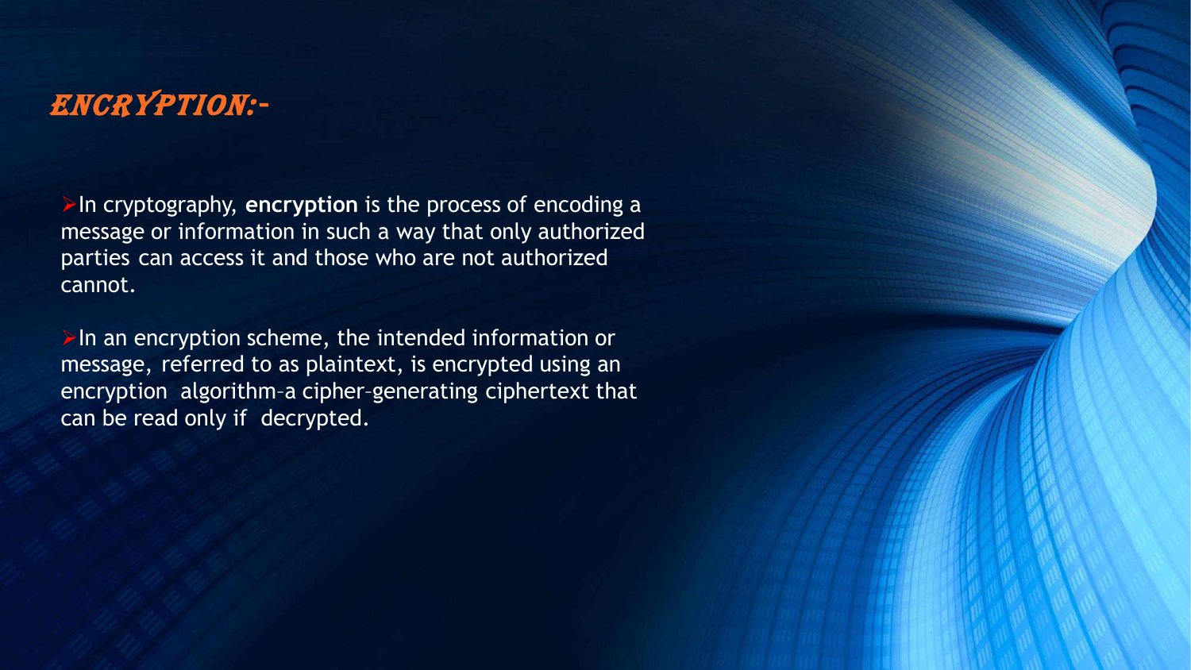# ENCRYPTION:-

- In cryptography, **encryption** is the process of encoding a message or information in such a way that only authorized parties can access it and those who are not authorized cannot.

- In an encryption scheme, the intended information or message, referred to as plaintext, is encrypted using an encryption algorithm–a cipher–generating ciphertext that can be read only if decrypted.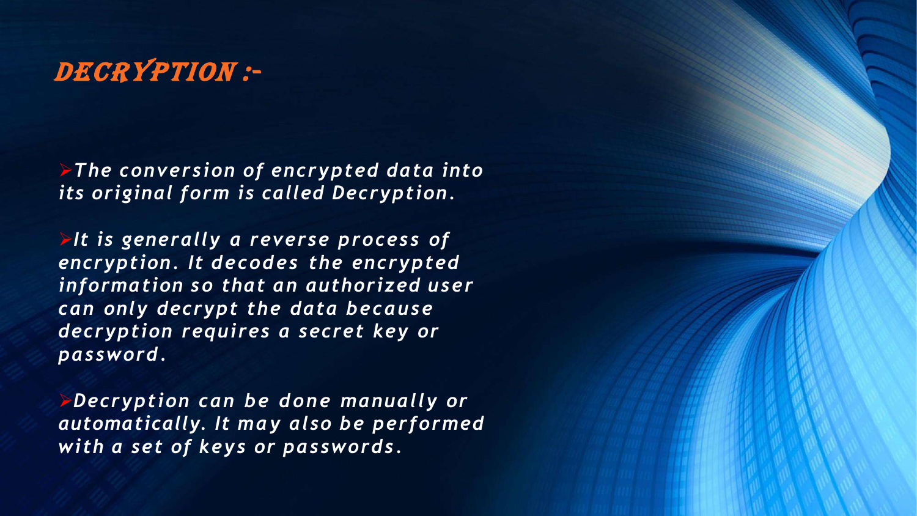# DECRYPTION :-

- *The conversion of encrypted data into its original form is called Decryption.*

- *It is generally a reverse process of encryption. It decodes the encrypted information so that an authorized user can only decrypt the data because decryption requires a secret key or password.*

- *Decryption can be done manually or automatically. It may also be performed with a set of keys or passwords.*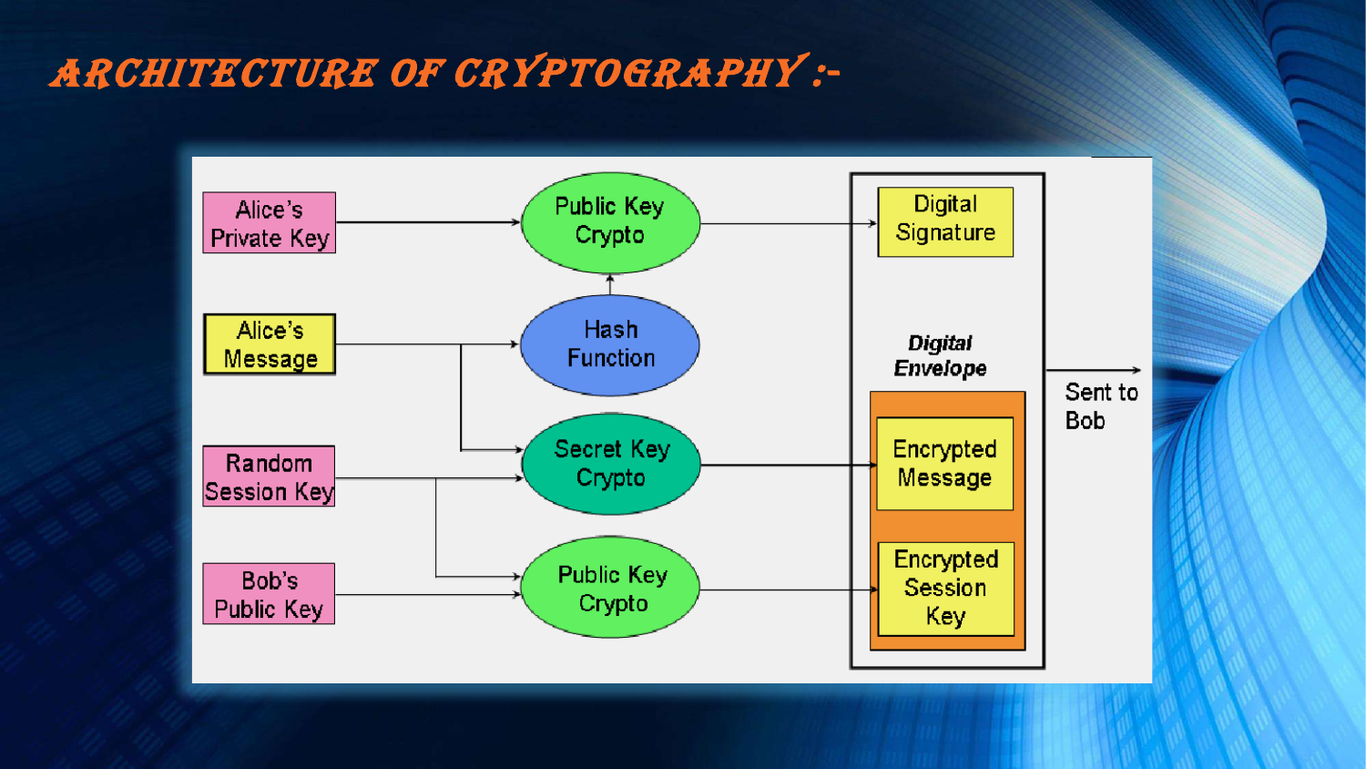# ARCHITECTURE OF CRYPTOGRAPHY :-

Alice's Private Key

Alice's Message

Random Session Key

Bob's Public Key

Public Key Crypto

Hash Function

Secret Key Crypto

Public Key Crypto

Digital Signature

*Digital Envelope*

Encrypted Message

Encrypted Session Key

Sent to Bob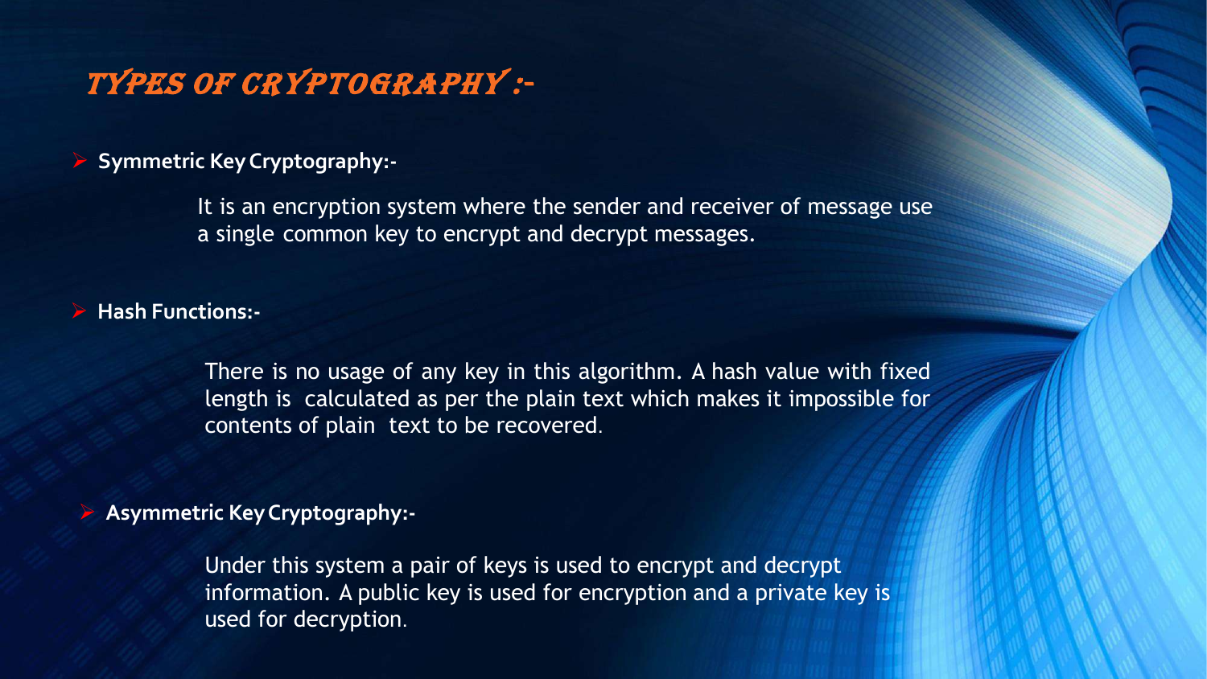# TYPES OF CRYPTOGRAPHY :-

- **Symmetric Key Cryptography:-**

  It is an encryption system where the sender and receiver of message use a single common key to encrypt and decrypt messages.

- **Hash Functions:-**

  There is no usage of any key in this algorithm. A hash value with fixed length is calculated as per the plain text which makes it impossible for contents of plain text to be recovered.

- **Asymmetric Key Cryptography:-**

  Under this system a pair of keys is used to encrypt and decrypt information. A public key is used for encryption and a private key is used for decryption.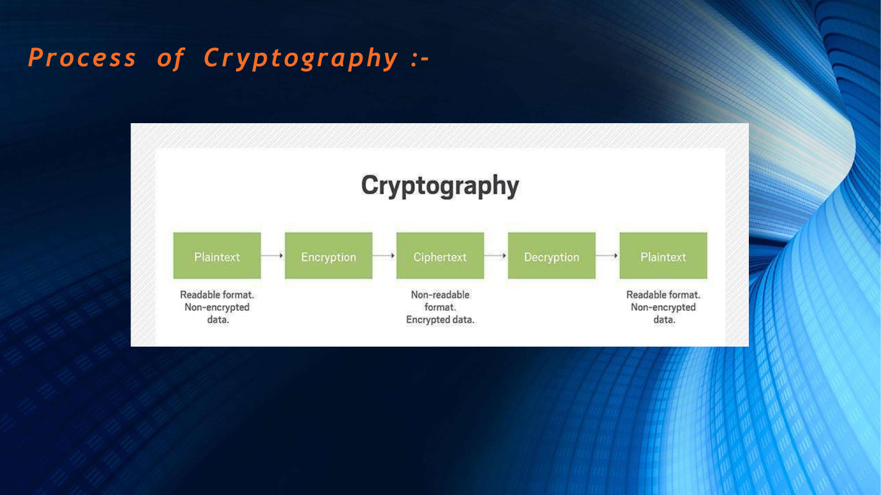# *Process of Cryptography :-*

## Cryptography

Plaintext → Encryption → Ciphertext → Decryption → Plaintext

| Plaintext | Encryption | Ciphertext | Decryption | Plaintext |
|---|---|---|---|---|
| Readable format. Non-encrypted data. | | Non-readable format. Encrypted data. | | Readable format. Non-encrypted data. |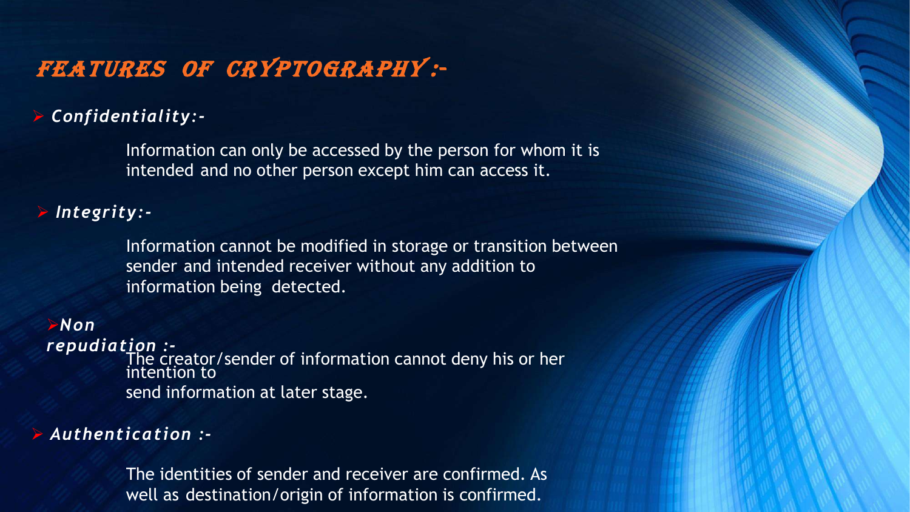# FEATURES OF CRYPTOGRAPHY :-

- ***Confidentiality:-***

  Information can only be accessed by the person for whom it is intended and no other person except him can access it.

- ***Integrity:-***

  Information cannot be modified in storage or transition between sender and intended receiver without any addition to information being detected.

- ***Non repudiation :-***

  The creator/sender of information cannot deny his or her intention to send information at later stage.

- ***Authentication :-***

  The identities of sender and receiver are confirmed. As well as destination/origin of information is confirmed.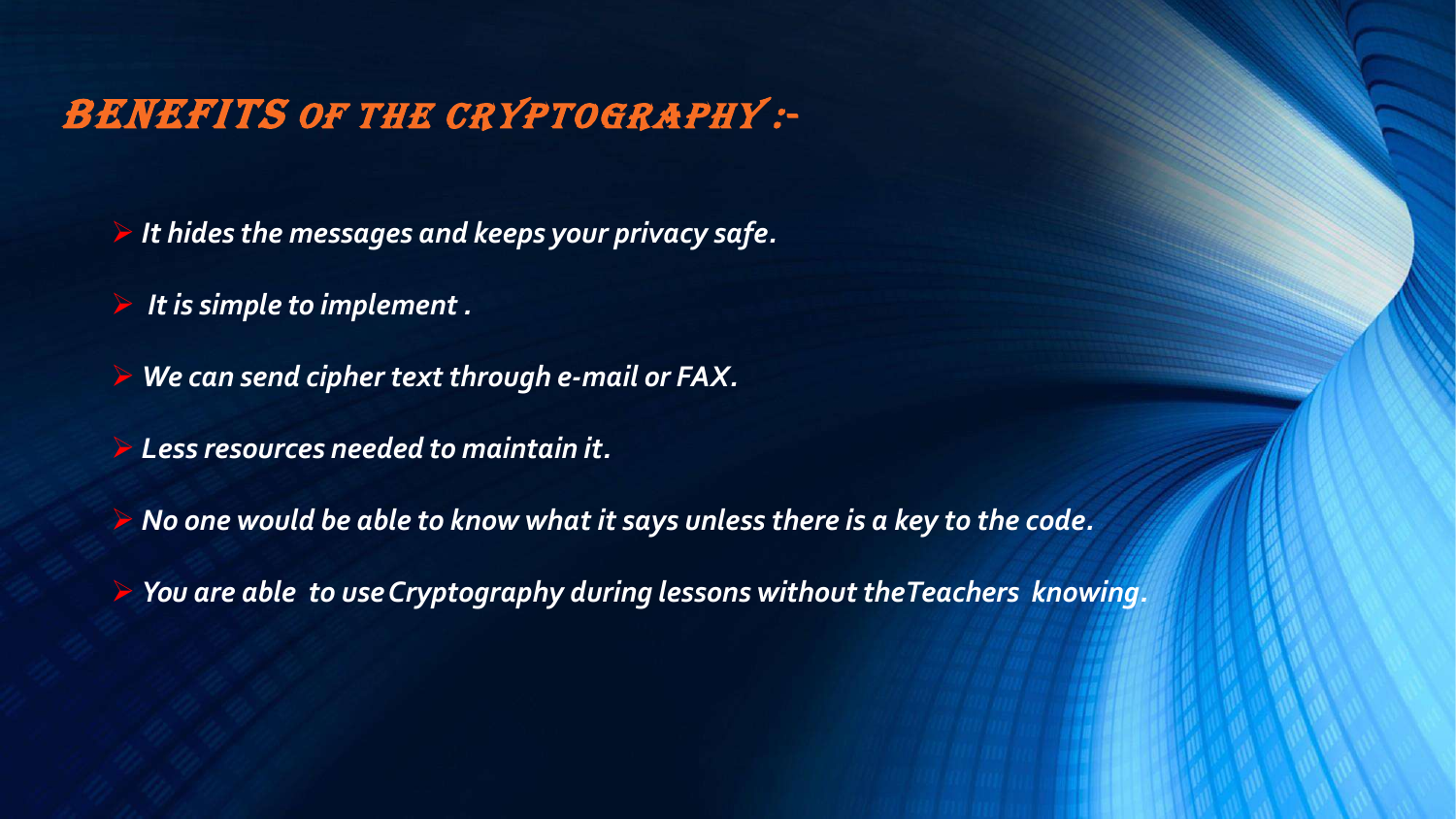# BENEFITS OF THE CRYPTOGRAPHY :-

- *It hides the messages and keeps your privacy safe.*
- *It is simple to implement .*
- *We can send cipher text through e-mail or FAX.*
- *Less resources needed to maintain it.*
- *No one would be able to know what it says unless there is a key to the code.*
- *You are able to use Cryptography during lessons without theTeachers knowing.*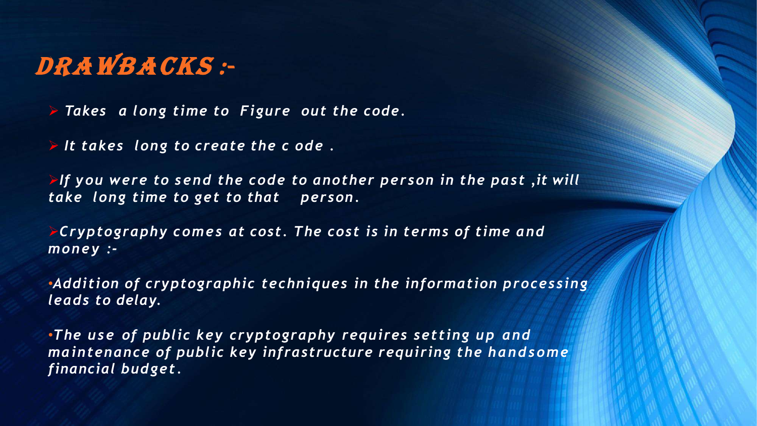# DRAWBACKS :-

- *Takes a long time to Figure out the code.*
- *It takes long to create the c ode .*
- *If you were to send the code to another person in the past ,it will take long time to get to that person.*
- *Cryptography comes at cost. The cost is in terms of time and money :-*

•*Addition of cryptographic techniques in the information processing leads to delay.*

•*The use of public key cryptography requires setting up and maintenance of public key infrastructure requiring the handsome financial budget.*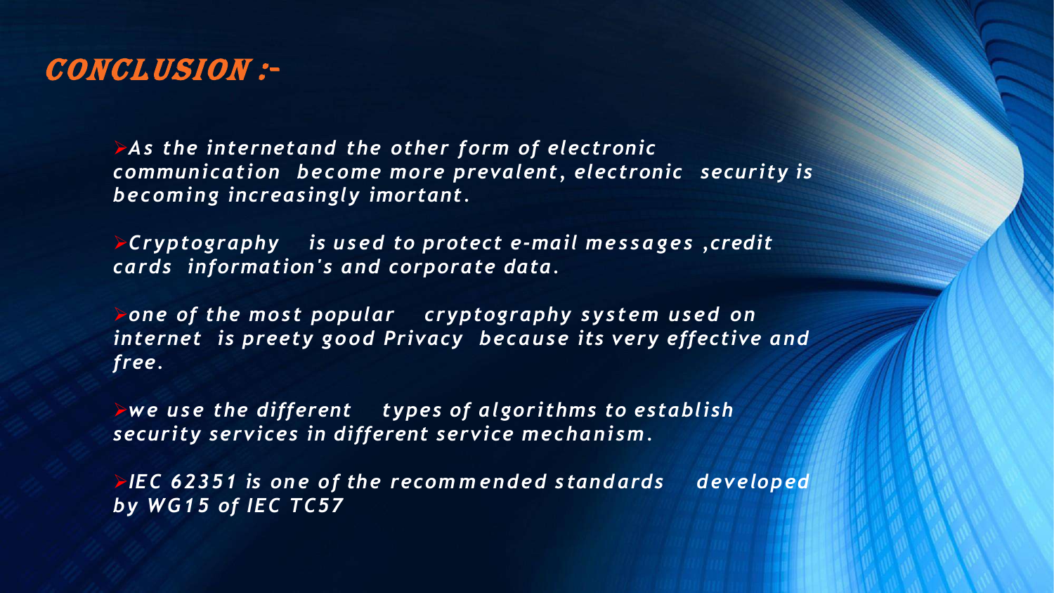# CONCLUSION :-

- *As the internetand the other form of electronic communication become more prevalent, electronic security is becoming increasingly imortant.*

- *Cryptography is used to protect e-mail messages ,credit cards information's and corporate data.*

- *one of the most popular cryptography system used on internet is preety good Privacy because its very effective and free.*

- *we use the different types of algorithms to establish security services in different service mechanism.*

- *IEC 62351 is one of the recommended standards developed by WG15 of IEC TC57*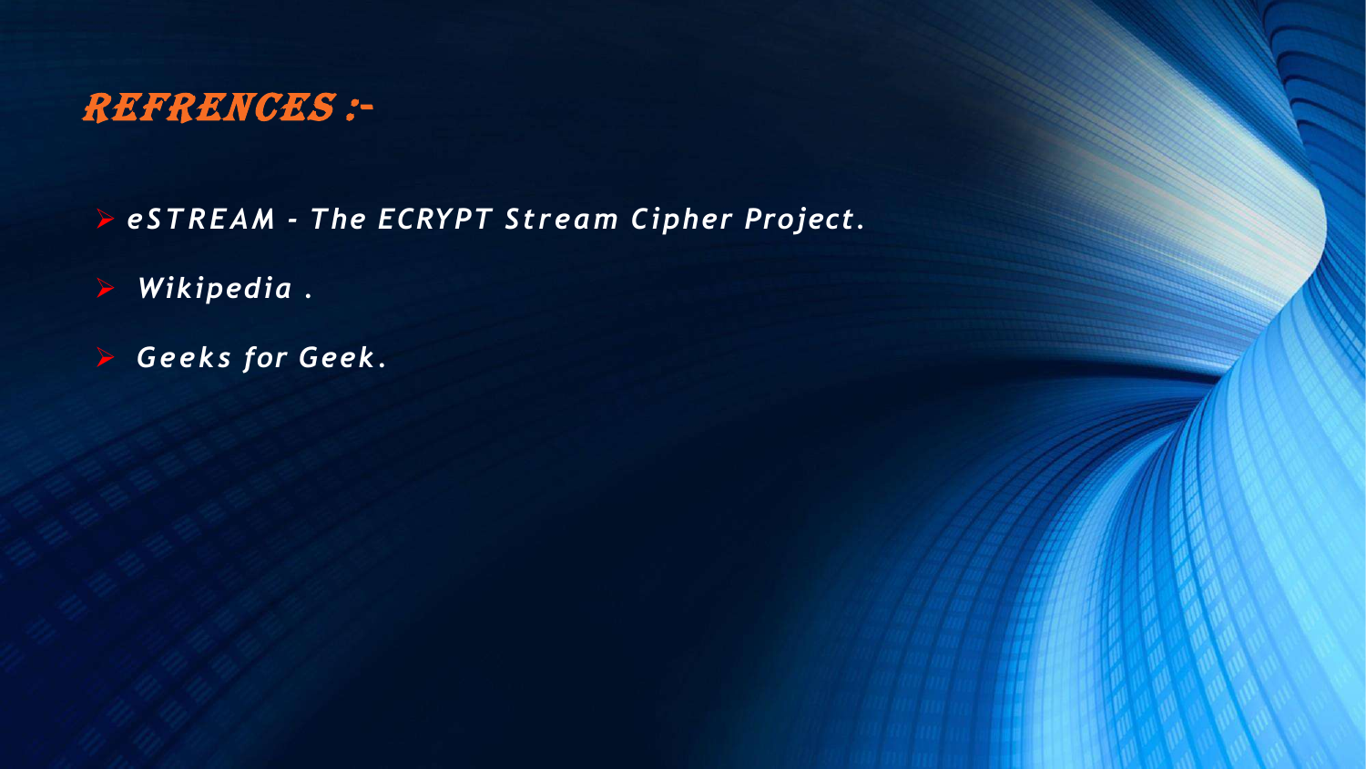# REFRENCES :-

- *eSTREAM - The ECRYPT Stream Cipher Project.*
- *Wikipedia .*
- *Geeks for Geek.*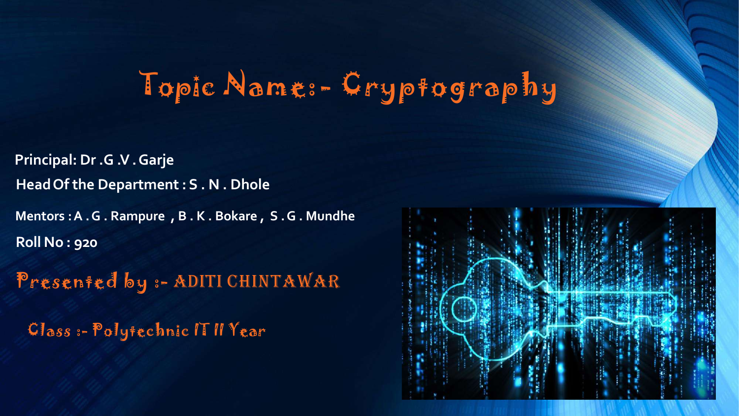# Topic Name:- Cryptography

**Principal: Dr .G .V . Garje**

**Head Of the Department : S . N . Dhole**

**Mentors : A . G . Rampure , B . K . Bokare , S . G . Mundhe**

**Roll No : 920**

Presented by :- ADITI CHINTAWAR

Class :- Polytechnic IT II Year